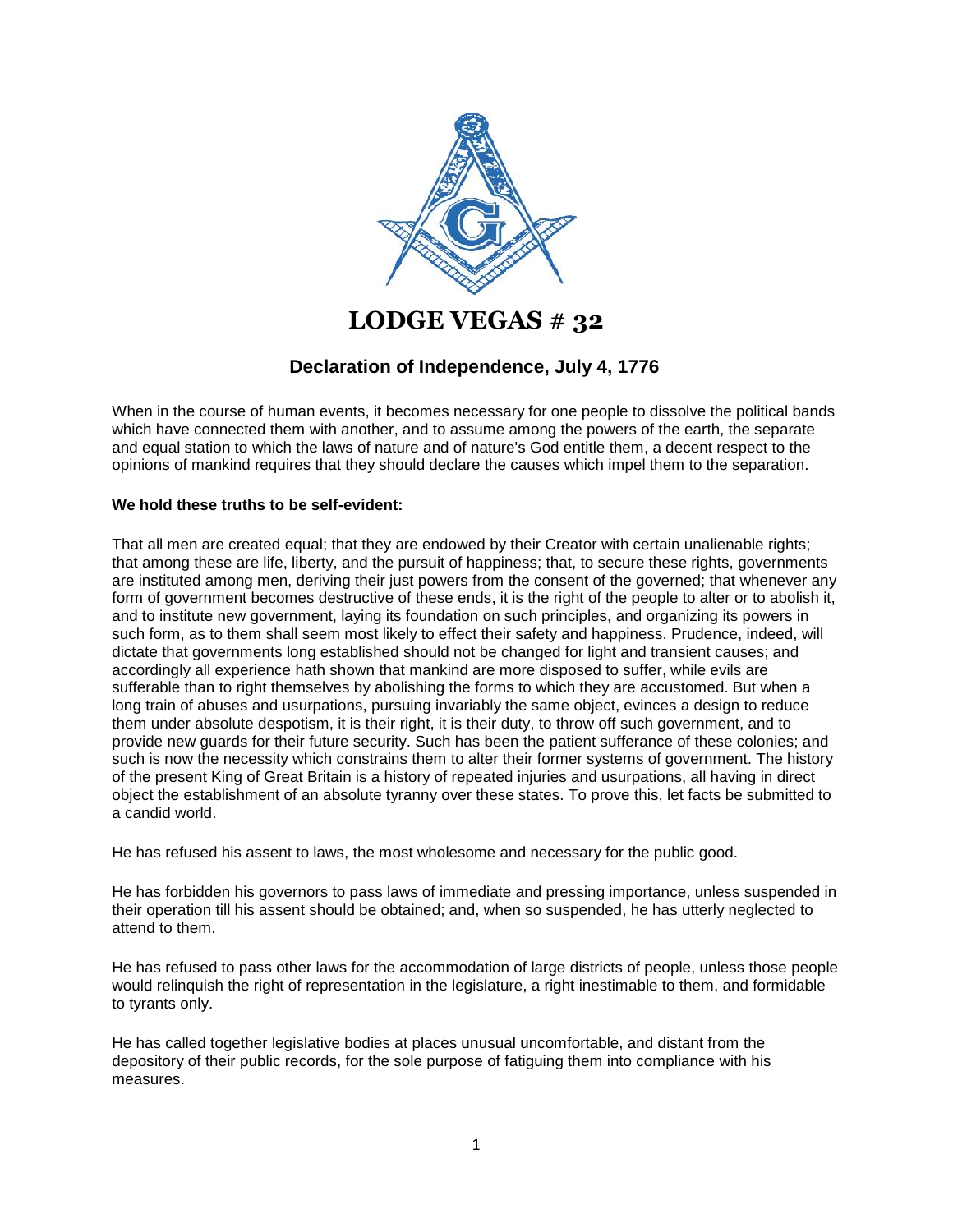# LODGE VEGAS # 32

## Declaration of Independence, July 4, 1776

When in the course of human events, it becomes necessary for one people to dissolve the political bands which have connected them with another, and to assume among the powers of the earth, the separate and equal station to which the laws of nature and of nature's God entitle them, a decent respect to the opinions of mankind requires that they should declare the causes which impel them to the separation.

**We hold these truths to be self-evident:**

That all men are created equal; that they are endowed by their Creator with certain unalienable rights; that among these are life, liberty, and the pursuit of happiness; that, to secure these rights, governments are instituted among men, deriving their just powers from the consent of the governed; that whenever any form of government becomes destructive of these ends, it is the right of the people to alter or to abolish it, and to institute new government, laying its foundation on such principles, and organizing its powers in such form, as to them shall seem most likely to effect their safety and happiness. Prudence, indeed, will dictate that governments long established should not be changed for light and transient causes; and accordingly all experience hath shown that mankind are more disposed to suffer, while evils are sufferable than to right themselves by abolishing the forms to which they are accustomed. But when a long train of abuses and usurpations, pursuing invariably the same object, evinces a design to reduce them under absolute despotism, it is their right, it is their duty, to throw off such government, and to provide new guards for their future security. Such has been the patient sufferance of these colonies; and such is now the necessity which constrains them to alter their former systems of government. The history of the present King of Great Britain is a history of repeated injuries and usurpations, all having in direct object the establishment of an absolute tyranny over these states. To prove this, let facts be submitted to a candid world.

He has refused his assent to laws, the most wholesome and necessary for the public good.

He has forbidden his governors to pass laws of immediate and pressing importance, unless suspended in their operation till his assent should be obtained; and, when so suspended, he has utterly neglected to attend to them.

He has refused to pass other laws for the accommodation of large districts of people, unless those people would relinquish the right of representation in the legislature, a right inestimable to them, and formidable to tyrants only.

He has called together legislative bodies at places unusual uncomfortable, and distant from the depository of their public records, for the sole purpose of fatiguing them into compliance with his measures.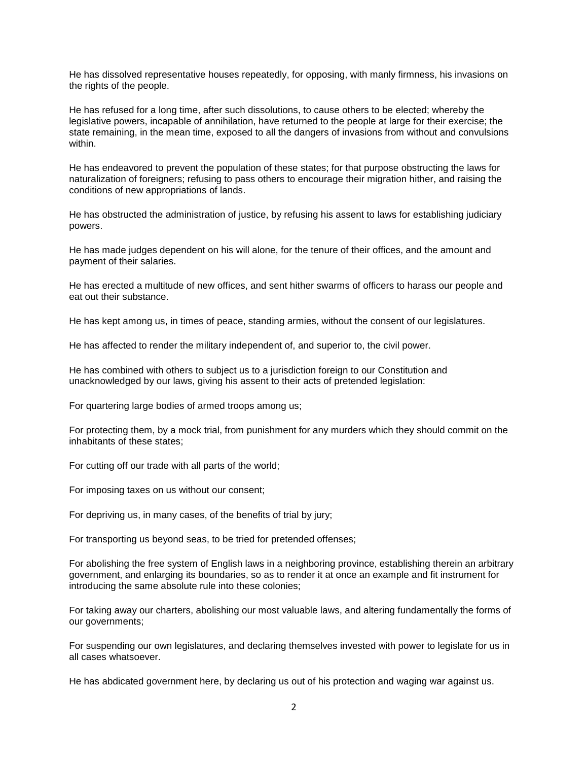He has dissolved representative houses repeatedly, for opposing, with manly firmness, his invasions on the rights of the people.

He has refused for a long time, after such dissolutions, to cause others to be elected; whereby the legislative powers, incapable of annihilation, have returned to the people at large for their exercise; the state remaining, in the mean time, exposed to all the dangers of invasions from without and convulsions within.

He has endeavored to prevent the population of these states; for that purpose obstructing the laws for naturalization of foreigners; refusing to pass others to encourage their migration hither, and raising the conditions of new appropriations of lands.

He has obstructed the administration of justice, by refusing his assent to laws for establishing judiciary powers.

He has made judges dependent on his will alone, for the tenure of their offices, and the amount and payment of their salaries.

He has erected a multitude of new offices, and sent hither swarms of officers to harass our people and eat out their substance.

He has kept among us, in times of peace, standing armies, without the consent of our legislatures.

He has affected to render the military independent of, and superior to, the civil power.

He has combined with others to subject us to a jurisdiction foreign to our Constitution and unacknowledged by our laws, giving his assent to their acts of pretended legislation:

For quartering large bodies of armed troops among us;

For protecting them, by a mock trial, from punishment for any murders which they should commit on the inhabitants of these states;

For cutting off our trade with all parts of the world;

For imposing taxes on us without our consent;

For depriving us, in many cases, of the benefits of trial by jury;

For transporting us beyond seas, to be tried for pretended offenses;

For abolishing the free system of English laws in a neighboring province, establishing therein an arbitrary government, and enlarging its boundaries, so as to render it at once an example and fit instrument for introducing the same absolute rule into these colonies;

For taking away our charters, abolishing our most valuable laws, and altering fundamentally the forms of our governments;

For suspending our own legislatures, and declaring themselves invested with power to legislate for us in all cases whatsoever.

He has abdicated government here, by declaring us out of his protection and waging war against us.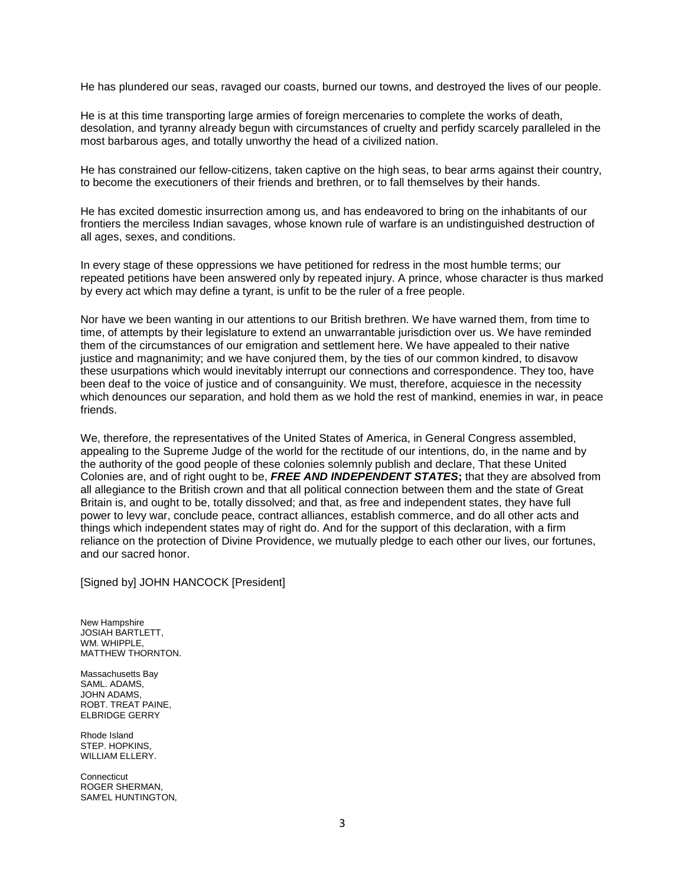He has plundered our seas, ravaged our coasts, burned our towns, and destroyed the lives of our people.

He is at this time transporting large armies of foreign mercenaries to complete the works of death, desolation, and tyranny already begun with circumstances of cruelty and perfidy scarcely paralleled in the most barbarous ages, and totally unworthy the head of a civilized nation.

He has constrained our fellow-citizens, taken captive on the high seas, to bear arms against their country, to become the executioners of their friends and brethren, or to fall themselves by their hands.

He has excited domestic insurrection among us, and has endeavored to bring on the inhabitants of our frontiers the merciless Indian savages, whose known rule of warfare is an undistinguished destruction of all ages, sexes, and conditions.

In every stage of these oppressions we have petitioned for redress in the most humble terms; our repeated petitions have been answered only by repeated injury. A prince, whose character is thus marked by every act which may define a tyrant, is unfit to be the ruler of a free people.

Nor have we been wanting in our attentions to our British brethren. We have warned them, from time to time, of attempts by their legislature to extend an unwarrantable jurisdiction over us. We have reminded them of the circumstances of our emigration and settlement here. We have appealed to their native justice and magnanimity; and we have conjured them, by the ties of our common kindred, to disavow these usurpations which would inevitably interrupt our connections and correspondence. They too, have been deaf to the voice of justice and of consanguinity. We must, therefore, acquiesce in the necessity which denounces our separation, and hold them as we hold the rest of mankind, enemies in war, in peace friends.

We, therefore, the representatives of the United States of America, in General Congress assembled, appealing to the Supreme Judge of the world for the rectitude of our intentions, do, in the name and by the authority of the good people of these colonies solemnly publish and declare, That these United Colonies are, and of right ought to be, ***FREE AND INDEPENDENT STATES*;** that they are absolved from all allegiance to the British crown and that all political connection between them and the state of Great Britain is, and ought to be, totally dissolved; and that, as free and independent states, they have full power to levy war, conclude peace, contract alliances, establish commerce, and do all other acts and things which independent states may of right do. And for the support of this declaration, with a firm reliance on the protection of Divine Providence, we mutually pledge to each other our lives, our fortunes, and our sacred honor.

[Signed by] JOHN HANCOCK [President]

New Hampshire
JOSIAH BARTLETT,
WM. WHIPPLE,
MATTHEW THORNTON.

Massachusetts Bay
SAML. ADAMS,
JOHN ADAMS,
ROBT. TREAT PAINE,
ELBRIDGE GERRY

Rhode Island
STEP. HOPKINS,
WILLIAM ELLERY.

Connecticut
ROGER SHERMAN,
SAM'EL HUNTINGTON,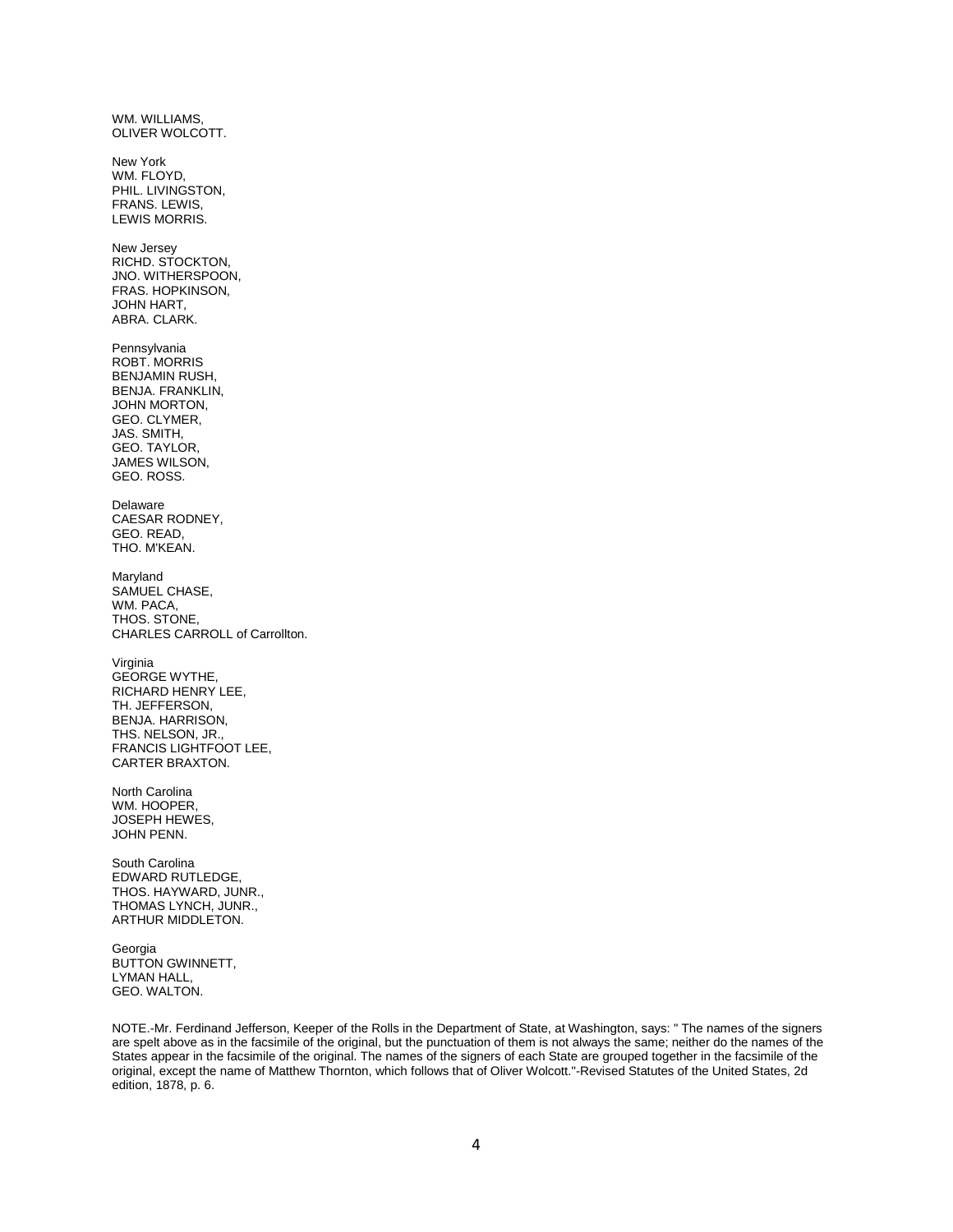WM. WILLIAMS,
OLIVER WOLCOTT.

New York
WM. FLOYD,
PHIL. LIVINGSTON,
FRANS. LEWIS,
LEWIS MORRIS.

New Jersey
RICHD. STOCKTON,
JNO. WITHERSPOON,
FRAS. HOPKINSON,
JOHN HART,
ABRA. CLARK.

Pennsylvania
ROBT. MORRIS
BENJAMIN RUSH,
BENJA. FRANKLIN,
JOHN MORTON,
GEO. CLYMER,
JAS. SMITH,
GEO. TAYLOR,
JAMES WILSON,
GEO. ROSS.

Delaware
CAESAR RODNEY,
GEO. READ,
THO. M'KEAN.

Maryland
SAMUEL CHASE,
WM. PACA,
THOS. STONE,
CHARLES CARROLL of Carrollton.

Virginia
GEORGE WYTHE,
RICHARD HENRY LEE,
TH. JEFFERSON,
BENJA. HARRISON,
THS. NELSON, JR.,
FRANCIS LIGHTFOOT LEE,
CARTER BRAXTON.

North Carolina
WM. HOOPER,
JOSEPH HEWES,
JOHN PENN.

South Carolina
EDWARD RUTLEDGE,
THOS. HAYWARD, JUNR.,
THOMAS LYNCH, JUNR.,
ARTHUR MIDDLETON.

Georgia
BUTTON GWINNETT,
LYMAN HALL,
GEO. WALTON.

NOTE.-Mr. Ferdinand Jefferson, Keeper of the Rolls in the Department of State, at Washington, says: " The names of the signers are spelt above as in the facsimile of the original, but the punctuation of them is not always the same; neither do the names of the States appear in the facsimile of the original. The names of the signers of each State are grouped together in the facsimile of the original, except the name of Matthew Thornton, which follows that of Oliver Wolcott."-Revised Statutes of the United States, 2d edition, 1878, p. 6.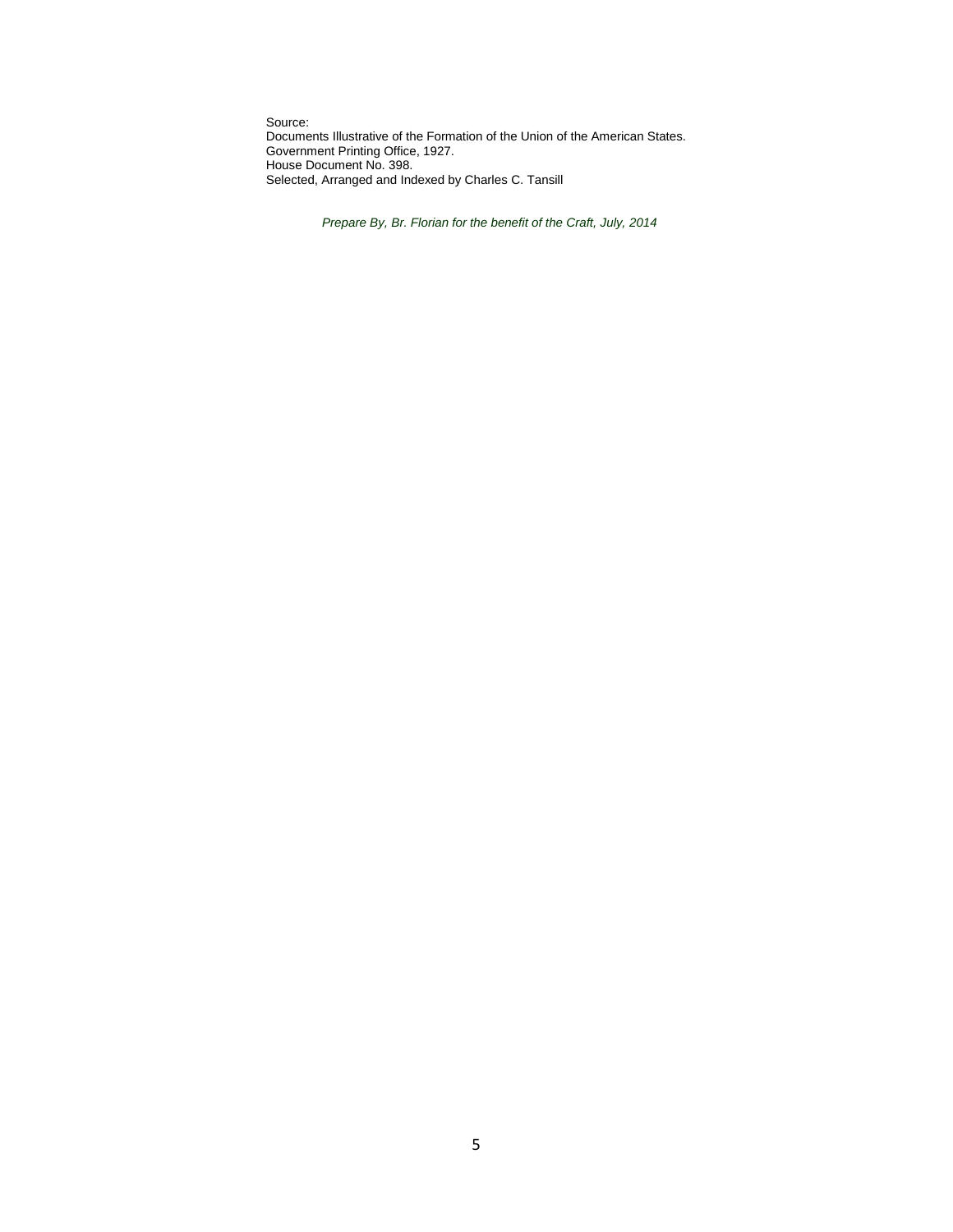Source:
Documents Illustrative of the Formation of the Union of the American States.
Government Printing Office, 1927.
House Document No. 398.
Selected, Arranged and Indexed by Charles C. Tansill

*Prepare By, Br. Florian for the benefit of the Craft, July, 2014*